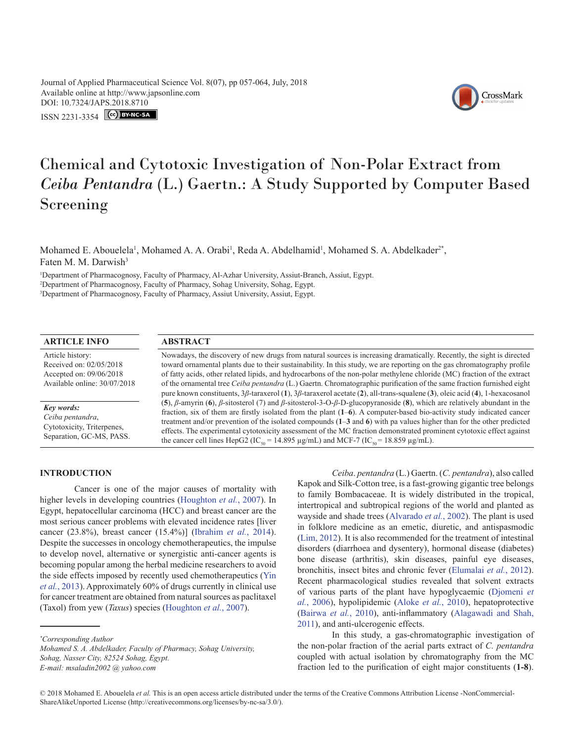Journal of Applied Pharmaceutical Science Vol. 8(07), pp 057-064, July, 2018
Available online at http://www.japsonline.com
DOI: 10.7324/JAPS.2018.8710
ISSN 2231-3354

# Chemical and Cytotoxic Investigation of Non-Polar Extract from *Ceiba Pentandra* (L.) Gaertn.: A Study Supported by Computer Based Screening

Mohamed E. Abouelela[1], Mohamed A. A. Orabi[1], Reda A. Abdelhamid[1], Mohamed S. A. Abdelkader[2*], Faten M. M. Darwish[3]

[1]Department of Pharmacognosy, Faculty of Pharmacy, Al-Azhar University, Assiut-Branch, Assiut, Egypt.
[2]Department of Pharmacognosy, Faculty of Pharmacy, Sohag University, Sohag, Egypt.
[3]Department of Pharmacognosy, Faculty of Pharmacy, Assiut University, Assiut, Egypt.

## ARTICLE INFO

Article history:
Received on: 02/05/2018
Accepted on: 09/06/2018
Available online: 30/07/2018

*Key words:*
*Ceiba pentandra*,
Cytotoxicity, Triterpenes,
Separation, GC-MS, PASS.

## ABSTRACT

Nowadays, the discovery of new drugs from natural sources is increasing dramatically. Recently, the sight is directed toward ornamental plants due to their sustainability. In this study, we are reporting on the gas chromatography profile of fatty acids, other related lipids, and hydrocarbons of the non-polar methylene chloride (MC) fraction of the extract of the ornamental tree *Ceiba pentandra* (L.) Gaertn. Chromatographic purification of the same fraction furnished eight pure known constituents, 3*β*-taraxerol (**1**), 3*β*-taraxerol acetate (**2**), all-trans-squalene (**3**), oleic acid (**4**), 1-hexacosanol (**5**), *β*-amyrin (**6**), *β*-sitosterol (7) and *β*-sitosterol-3-O-*β*-D-glucopyranoside (**8**), which are relatively abundant in the fraction, six of them are firstly isolated from the plant (**1**–**6**). A computer-based bio-activity study indicated cancer treatment and/or prevention of the isolated compounds (**1**–**3** and **6**) with pa values higher than for the other predicted effects. The experimental cytotoxicity assessment of the MC fraction demonstrated prominent cytotoxic effect against the cancer cell lines HepG2 ($IC_{50}$ = 14.895 µg/mL) and MCF-7 ($IC_{50}$ = 18.859 µg/mL).

## INTRODUCTION

Cancer is one of the major causes of mortality with higher levels in developing countries (Houghton *et al.*, 2007). In Egypt, hepatocellular carcinoma (HCC) and breast cancer are the most serious cancer problems with elevated incidence rates [liver cancer (23.8%), breast cancer (15.4%)] (Ibrahim *et al.*, 2014). Despite the successes in oncology chemotherapeutics, the impulse to develop novel, alternative or synergistic anti-cancer agents is becoming popular among the herbal medicine researchers to avoid the side effects imposed by recently used chemotherapeutics (Yin *et al.*, 2013). Approximately 60% of drugs currently in clinical use for cancer treatment are obtained from natural sources as paclitaxel (Taxol) from yew (*Taxus*) species (Houghton *et al.*, 2007).

*Ceiba. pentandra* (L.) Gaertn. (*C. pentandra*), also called Kapok and Silk-Cotton tree, is a fast-growing gigantic tree belongs to family Bombacaceae. It is widely distributed in the tropical, intertropical and subtropical regions of the world and planted as wayside and shade trees (Alvarado *et al.*, 2002). The plant is used in folklore medicine as an emetic, diuretic, and antispasmodic (Lim, 2012). It is also recommended for the treatment of intestinal disorders (diarrhoea and dysentery), hormonal disease (diabetes) bone disease (arthritis), skin diseases, painful eye diseases, bronchitis, insect bites and chronic fever (Elumalai *et al.*, 2012). Recent pharmacological studies revealed that solvent extracts of various parts of the plant have hypoglycaemic (Djomeni *et al.*, 2006), hypolipidemic (Aloke *et al.*, 2010), hepatoprotective (Bairwa *et al.*, 2010), anti-inflammatory (Alagawadi and Shah, 2011), and anti-ulcerogenic effects.

In this study, a gas-chromatographic investigation of the non-polar fraction of the aerial parts extract of *C. pentandra* coupled with actual isolation by chromatography from the MC fraction led to the purification of eight major constituents (**1-8**).

*\*Corresponding Author*
*Mohamed S. A. Abdelkader, Faculty of Pharmacy, Sohag University, Sohag, Nasser City, 82524 Sohag, Egypt.*
*E-mail: msaladin2002 @ yahoo.com*

© 2018 Mohamed E. Abouelela *et al.* This is an open access article distributed under the terms of the Creative Commons Attribution License -NonCommercial-ShareAlikeUnported License (http://creativecommons.org/licenses/by-nc-sa/3.0/).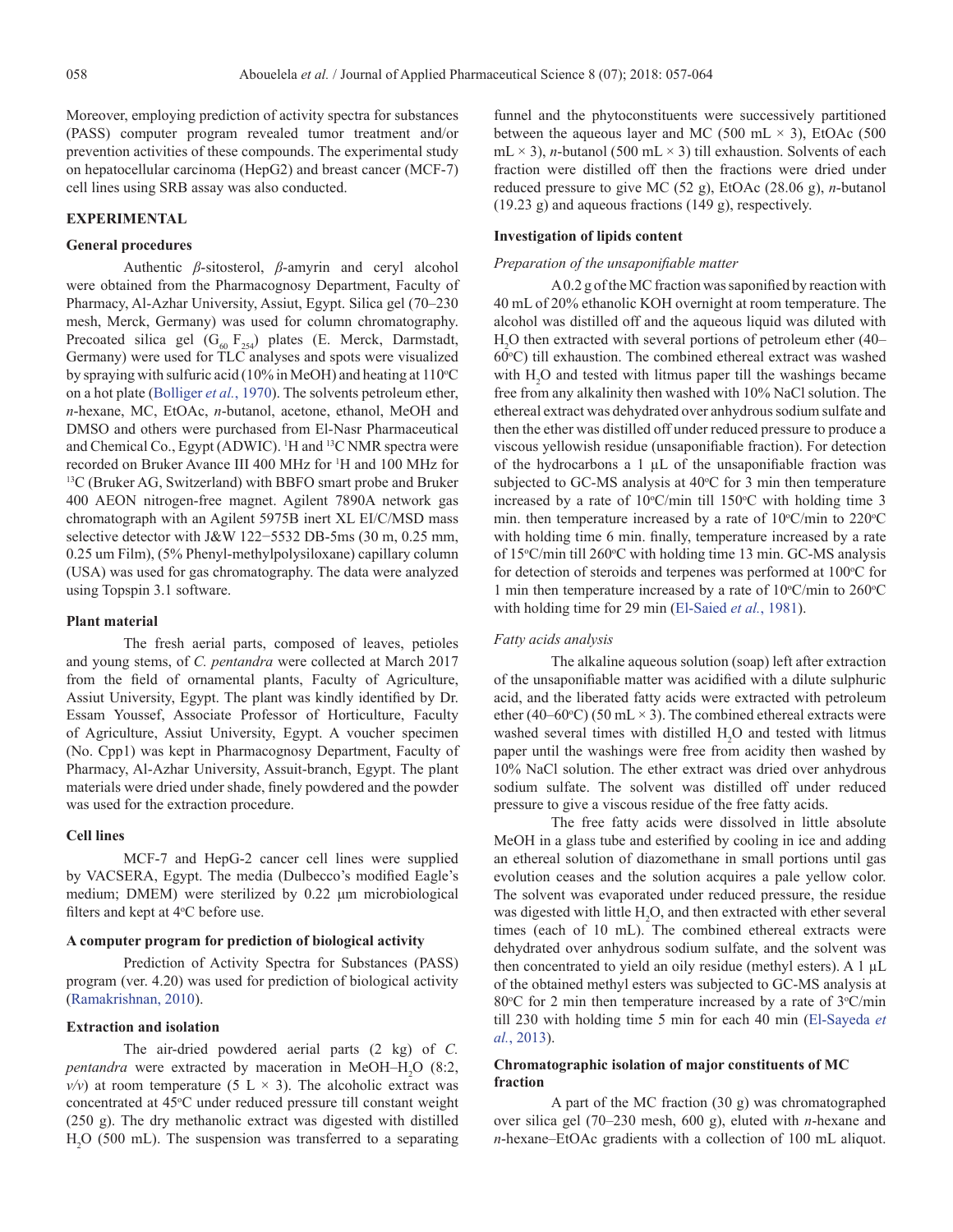Moreover, employing prediction of activity spectra for substances (PASS) computer program revealed tumor treatment and/or prevention activities of these compounds. The experimental study on hepatocellular carcinoma (HepG2) and breast cancer (MCF-7) cell lines using SRB assay was also conducted.

## EXPERIMENTAL

### General procedures

Authentic *β*-sitosterol, *β*-amyrin and ceryl alcohol were obtained from the Pharmacognosy Department, Faculty of Pharmacy, Al-Azhar University, Assiut, Egypt. Silica gel (70–230 mesh, Merck, Germany) was used for column chromatography. Precoated silica gel ($G_{60}$ $F_{254}$) plates (E. Merck, Darmstadt, Germany) were used for TLC analyses and spots were visualized by spraying with sulfuric acid (10% in MeOH) and heating at 110°C on a hot plate (Bolliger *et al.*, 1970). The solvents petroleum ether, *n*-hexane, MC, EtOAc, *n*-butanol, acetone, ethanol, MeOH and DMSO and others were purchased from El-Nasr Pharmaceutical and Chemical Co., Egypt (ADWIC). $^{1}$H and $^{13}$C NMR spectra were recorded on Bruker Avance III 400 MHz for $^{1}$H and 100 MHz for $^{13}$C (Bruker AG, Switzerland) with BBFO smart probe and Bruker 400 AEON nitrogen-free magnet. Agilent 7890A network gas chromatograph with an Agilent 5975B inert XL EI/C/MSD mass selective detector with J&W 122−5532 DB-5ms (30 m, 0.25 mm, 0.25 um Film), (5% Phenyl-methylpolysiloxane) capillary column (USA) was used for gas chromatography. The data were analyzed using Topspin 3.1 software.

### Plant material

The fresh aerial parts, composed of leaves, petioles and young stems, of *C. pentandra* were collected at March 2017 from the field of ornamental plants, Faculty of Agriculture, Assiut University, Egypt. The plant was kindly identified by Dr. Essam Youssef, Associate Professor of Horticulture, Faculty of Agriculture, Assiut University, Egypt. A voucher specimen (No. Cpp1) was kept in Pharmacognosy Department, Faculty of Pharmacy, Al-Azhar University, Assuit-branch, Egypt. The plant materials were dried under shade, finely powdered and the powder was used for the extraction procedure.

### Cell lines

MCF-7 and HepG-2 cancer cell lines were supplied by VACSERA, Egypt. The media (Dulbecco's modified Eagle's medium; DMEM) were sterilized by 0.22 μm microbiological filters and kept at 4°C before use.

### A computer program for prediction of biological activity

Prediction of Activity Spectra for Substances (PASS) program (ver. 4.20) was used for prediction of biological activity (Ramakrishnan, 2010).

### Extraction and isolation

The air-dried powdered aerial parts (2 kg) of *C. pentandra* were extracted by maceration in MeOH–$H_2O$ (8:2, *v/v*) at room temperature (5 L × 3). The alcoholic extract was concentrated at 45°C under reduced pressure till constant weight (250 g). The dry methanolic extract was digested with distilled $H_2O$ (500 mL). The suspension was transferred to a separating funnel and the phytoconstituents were successively partitioned between the aqueous layer and MC (500 mL × 3), EtOAc (500 mL × 3), *n*-butanol (500 mL × 3) till exhaustion. Solvents of each fraction were distilled off then the fractions were dried under reduced pressure to give MC (52 g), EtOAc (28.06 g), *n*-butanol (19.23 g) and aqueous fractions (149 g), respectively.

### Investigation of lipids content

*Preparation of the unsaponifiable matter*

A 0.2 g of the MC fraction was saponified by reaction with 40 mL of 20% ethanolic KOH overnight at room temperature. The alcohol was distilled off and the aqueous liquid was diluted with $H_2O$ then extracted with several portions of petroleum ether (40–60°C) till exhaustion. The combined ethereal extract was washed with $H_2O$ and tested with litmus paper till the washings became free from any alkalinity then washed with 10% NaCl solution. The ethereal extract was dehydrated over anhydrous sodium sulfate and then the ether was distilled off under reduced pressure to produce a viscous yellowish residue (unsaponifiable fraction). For detection of the hydrocarbons a 1 μL of the unsaponifiable fraction was subjected to GC-MS analysis at 40°C for 3 min then temperature increased by a rate of 10°C/min till 150°C with holding time 3 min. then temperature increased by a rate of 10°C/min to 220°C with holding time 6 min. finally, temperature increased by a rate of 15°C/min till 260°C with holding time 13 min. GC-MS analysis for detection of steroids and terpenes was performed at 100°C for 1 min then temperature increased by a rate of 10°C/min to 260°C with holding time for 29 min (El-Saied *et al.*, 1981).

*Fatty acids analysis*

The alkaline aqueous solution (soap) left after extraction of the unsaponifiable matter was acidified with a dilute sulphuric acid, and the liberated fatty acids were extracted with petroleum ether (40–60°C) (50 mL × 3). The combined ethereal extracts were washed several times with distilled $H_2O$ and tested with litmus paper until the washings were free from acidity then washed by 10% NaCl solution. The ether extract was dried over anhydrous sodium sulfate. The solvent was distilled off under reduced pressure to give a viscous residue of the free fatty acids.

The free fatty acids were dissolved in little absolute MeOH in a glass tube and esterified by cooling in ice and adding an ethereal solution of diazomethane in small portions until gas evolution ceases and the solution acquires a pale yellow color. The solvent was evaporated under reduced pressure, the residue was digested with little $H_2O$, and then extracted with ether several times (each of 10 mL). The combined ethereal extracts were dehydrated over anhydrous sodium sulfate, and the solvent was then concentrated to yield an oily residue (methyl esters). A 1 μL of the obtained methyl esters was subjected to GC-MS analysis at 80°C for 2 min then temperature increased by a rate of 3°C/min till 230 with holding time 5 min for each 40 min (El-Sayeda *et al.*, 2013).

### Chromatographic isolation of major constituents of MC fraction

A part of the MC fraction (30 g) was chromatographed over silica gel (70–230 mesh, 600 g), eluted with *n*-hexane and *n*-hexane–EtOAc gradients with a collection of 100 mL aliquot.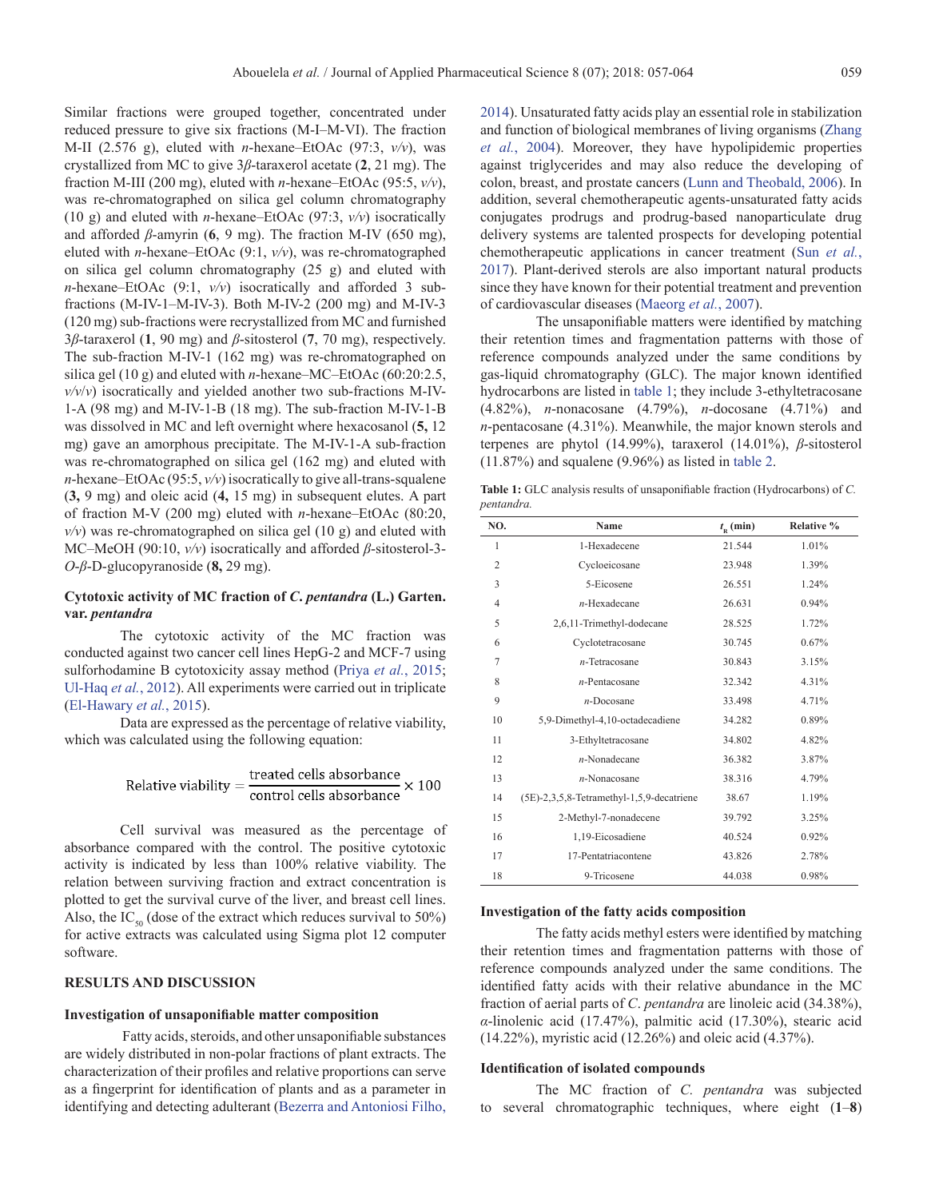Similar fractions were grouped together, concentrated under reduced pressure to give six fractions (M-I–M-VI). The fraction M-II (2.576 g), eluted with *n*-hexane–EtOAc (97:3, *v/v*), was crystallized from MC to give 3*β*-taraxerol acetate (**2**, 21 mg). The fraction M-III (200 mg), eluted with *n*-hexane–EtOAc (95:5, *v/v*), was re-chromatographed on silica gel column chromatography (10 g) and eluted with *n*-hexane–EtOAc (97:3, *v/v*) isocratically and afforded *β*-amyrin (**6**, 9 mg). The fraction M-IV (650 mg), eluted with *n*-hexane–EtOAc (9:1, *v/v*), was re-chromatographed on silica gel column chromatography (25 g) and eluted with *n*-hexane–EtOAc (9:1, *v/v*) isocratically and afforded 3 sub-fractions (M-IV-1–M-IV-3). Both M-IV-2 (200 mg) and M-IV-3 (120 mg) sub-fractions were recrystallized from MC and furnished 3*β*-taraxerol (**1**, 90 mg) and *β*-sitosterol (**7**, 70 mg), respectively. The sub-fraction M-IV-1 (162 mg) was re-chromatographed on silica gel (10 g) and eluted with *n*-hexane–MC–EtOAc (60:20:2.5, *v/v/v*) isocratically and yielded another two sub-fractions M-IV-1-A (98 mg) and M-IV-1-B (18 mg). The sub-fraction M-IV-1-B was dissolved in MC and left overnight where hexacosanol (**5,** 12 mg) gave an amorphous precipitate. The M-IV-1-A sub-fraction was re-chromatographed on silica gel (162 mg) and eluted with *n*-hexane–EtOAc (95:5, *v/v*) isocratically to give all-trans-squalene (**3,** 9 mg) and oleic acid (**4,** 15 mg) in subsequent elutes. A part of fraction M-V (200 mg) eluted with *n*-hexane–EtOAc (80:20, *v/v*) was re-chromatographed on silica gel (10 g) and eluted with MC–MeOH (90:10, *v/v*) isocratically and afforded *β*-sitosterol-3-*O*-*β*-D-glucopyranoside (**8,** 29 mg).

### Cytotoxic activity of MC fraction of *C. pentandra* (L.) Garten. var. *pentandra*

The cytotoxic activity of the MC fraction was conducted against two cancer cell lines HepG-2 and MCF-7 using sulforhodamine B cytotoxicity assay method (Priya *et al.*, 2015; Ul-Haq *et al.*, 2012). All experiments were carried out in triplicate (El-Hawary *et al.*, 2015).

Data are expressed as the percentage of relative viability, which was calculated using the following equation:

$$\text{Relative viability} = \frac{\text{treated cells absorbance}}{\text{control cells absorbance}} \times 100$$

Cell survival was measured as the percentage of absorbance compared with the control. The positive cytotoxic activity is indicated by less than 100% relative viability. The relation between surviving fraction and extract concentration is plotted to get the survival curve of the liver, and breast cell lines. Also, the $IC_{50}$ (dose of the extract which reduces survival to 50%) for active extracts was calculated using Sigma plot 12 computer software.

## RESULTS AND DISCUSSION

### Investigation of unsaponifiable matter composition

Fatty acids, steroids, and other unsaponifiable substances are widely distributed in non-polar fractions of plant extracts. The characterization of their profiles and relative proportions can serve as a fingerprint for identification of plants and as a parameter in identifying and detecting adulterant (Bezerra and Antoniosi Filho, 2014). Unsaturated fatty acids play an essential role in stabilization and function of biological membranes of living organisms (Zhang *et al.*, 2004). Moreover, they have hypolipidemic properties against triglycerides and may also reduce the developing of colon, breast, and prostate cancers (Lunn and Theobald, 2006). In addition, several chemotherapeutic agents-unsaturated fatty acids conjugates prodrugs and prodrug-based nanoparticulate drug delivery systems are talented prospects for developing potential chemotherapeutic applications in cancer treatment (Sun *et al.*, 2017). Plant-derived sterols are also important natural products since they have known for their potential treatment and prevention of cardiovascular diseases (Maeorg *et al.*, 2007).

The unsaponifiable matters were identified by matching their retention times and fragmentation patterns with those of reference compounds analyzed under the same conditions by gas-liquid chromatography (GLC). The major known identified hydrocarbons are listed in table 1; they include 3-ethyltetracosane (4.82%), *n*-nonacosane (4.79%), *n*-docosane (4.71%) and *n*-pentacosane (4.31%). Meanwhile, the major known sterols and terpenes are phytol (14.99%), taraxerol (14.01%), *β*-sitosterol (11.87%) and squalene (9.96%) as listed in table 2.

**Table 1:** GLC analysis results of unsaponifiable fraction (Hydrocarbons) of *C. pentandra.*

| NO. | Name | $t_R$ (min) | Relative % |
|---|---|---|---|
| 1 | 1-Hexadecene | 21.544 | 1.01% |
| 2 | Cycloeicosane | 23.948 | 1.39% |
| 3 | 5-Eicosene | 26.551 | 1.24% |
| 4 | *n*-Hexadecane | 26.631 | 0.94% |
| 5 | 2,6,11-Trimethyl-dodecane | 28.525 | 1.72% |
| 6 | Cyclotetracosane | 30.745 | 0.67% |
| 7 | *n*-Tetracosane | 30.843 | 3.15% |
| 8 | *n*-Pentacosane | 32.342 | 4.31% |
| 9 | *n*-Docosane | 33.498 | 4.71% |
| 10 | 5,9-Dimethyl-4,10-octadecadiene | 34.282 | 0.89% |
| 11 | 3-Ethyltetracosane | 34.802 | 4.82% |
| 12 | *n*-Nonadecane | 36.382 | 3.87% |
| 13 | *n*-Nonacosane | 38.316 | 4.79% |
| 14 | (5E)-2,3,5,8-Tetramethyl-1,5,9-decatriene | 38.67 | 1.19% |
| 15 | 2-Methyl-7-nonadecene | 39.792 | 3.25% |
| 16 | 1,19-Eicosadiene | 40.524 | 0.92% |
| 17 | 17-Pentatriacontene | 43.826 | 2.78% |
| 18 | 9-Tricosene | 44.038 | 0.98% |

### Investigation of the fatty acids composition

The fatty acids methyl esters were identified by matching their retention times and fragmentation patterns with those of reference compounds analyzed under the same conditions. The identified fatty acids with their relative abundance in the MC fraction of aerial parts of *C. pentandra* are linoleic acid (34.38%), *α*-linolenic acid (17.47%), palmitic acid (17.30%), stearic acid (14.22%), myristic acid (12.26%) and oleic acid (4.37%).

### Identification of isolated compounds

The MC fraction of *C. pentandra* was subjected to several chromatographic techniques, where eight (**1**–**8**)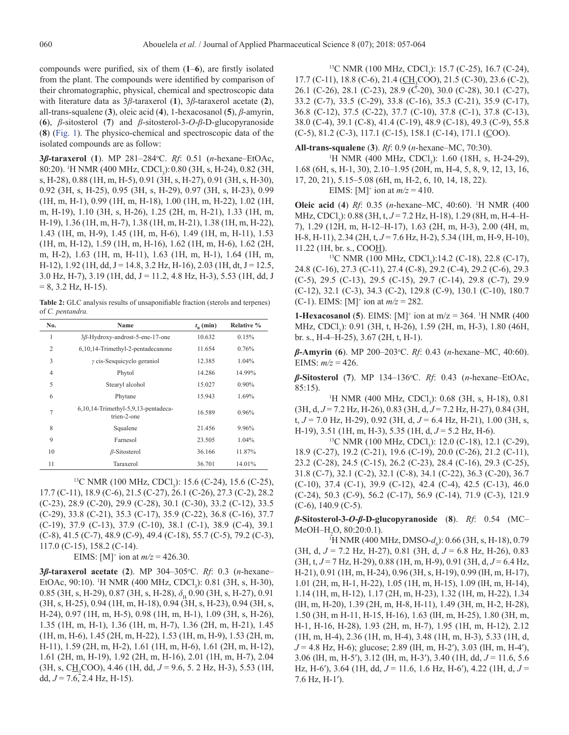compounds were purified, six of them (**1**–**6**), are firstly isolated from the plant. The compounds were identified by comparison of their chromatographic, physical, chemical and spectroscopic data with literature data as 3*β*-taraxerol (**1**), 3*β*-taraxerol acetate (**2**), all-trans-squalene (**3**), oleic acid (**4**), 1-hexacosanol (**5**), *β*-amyrin, (**6**), *β*-sitosterol (**7**) and *β*-sitosterol-3-*O*-*β*-D-glucopyranoside (**8**) (Fig. 1). The physico-chemical and spectroscopic data of the isolated compounds are as follow:

**3*β*-taraxerol** (**1**). MP 281–284°C. *Rf*: 0.51 (*n*-hexane–EtOAc, 80:20). $^1$H NMR (400 MHz, $CDCl_3$): 0.80 (3H, s, H-24), 0.82 (3H, s, H-28), 0.88 (1H, m, H-5), 0.91 (3H, s, H-27), 0.91 (3H, s, H-30), 0.92 (3H, s, H-25), 0.95 (3H, s, H-29), 0.97 (3H, s, H-23), 0.99 (1H, m, H-1), 0.99 (1H, m, H-18), 1.00 (1H, m, H-22), 1.02 (1H, m, H-19), 1.10 (3H, s, H-26), 1.25 (2H, m, H-21), 1.33 (1H, m, H-19), 1.36 (1H, m, H-7), 1.38 (1H, m, H-21), 1.38 (1H, m, H-22), 1.43 (1H, m, H-9), 1.45 (1H, m, H-6), 1.49 (1H, m, H-11), 1.53 (1H, m, H-12), 1.59 (1H, m, H-16), 1.62 (1H, m, H-6), 1.62 (2H, m, H-2), 1.63 (1H, m, H-11), 1.63 (1H, m, H-1), 1.64 (1H, m, H-12), 1.92 (1H, dd, J = 14.8, 3.2 Hz, H-16), 2.03 (1H, dt, J = 12.5, 3.0 Hz, H-7), 3.19 (1H, dd, J = 11.2, 4.8 Hz, H-3), 5.53 (1H, dd, J = 8, 3.2 Hz, H-15).

**Table 2:** GLC analysis results of unsaponifiable fraction (sterols and terpenes) of *C. pentandra.*

| No. | Name | $t_R$ (min) | Relative % |
|---|---|---|---|
| 1 | 3*β*-Hydroxy-androst-5-ene-17-one | 10.632 | 0.15% |
| 2 | 6,10,14-Trimethyl-2-pentadecanone | 11.654 | 0.76% |
| 3 | *γ* cis-Sesquicyclo geraniol | 12.385 | 1.04% |
| 4 | Phytol | 14.286 | 14.99% |
| 5 | Stearyl alcohol | 15.027 | 0.90% |
| 6 | Phytane | 15.943 | 1.69% |
| 7 | 6,10,14-Trimethyl-5,9,13-pentadeca-trien-2-one | 16.589 | 0.96% |
| 8 | Squalene | 21.456 | 9.96% |
| 9 | Farnesol | 23.505 | 1.04% |
| 10 | *β*-Sitosterol | 36.166 | 11.87% |
| 11 | Taraxerol | 36.701 | 14.01% |

$^{13}$C NMR (100 MHz, $CDCl_3$): 15.6 (C-24), 15.6 (C-25), 17.7 (C-11), 18.9 (C-6), 21.5 (C-27), 26.1 (C-26), 27.3 (C-2), 28.2 (C-23), 28.9 (C-20), 29.9 (C-28), 30.1 (C-30), 33.2 (C-12), 33.5 (C-29), 33.8 (C-21), 35.3 (C-17), 35.9 (C-22), 36.8 (C-16), 37.7 (C-19), 37.9 (C-13), 37.9 (C-10), 38.1 (C-1), 38.9 (C-4), 39.1 (C-8), 41.5 (C-7), 48.9 (C-9), 49.4 (C-18), 55.7 (C-5), 79.2 (C-3), 117.0 (C-15), 158.2 (C-14).

EIMS: $[M]^+$ ion at *m/z* = 426.30.

**3*β*-taraxerol acetate** (**2**). MP 304–305°C. *Rf*: 0.3 (*n*-hexane–EtOAc, 90:10). $^1$H NMR (400 MHz, $CDCl_3$): 0.81 (3H, s, H-30), 0.85 (3H, s, H-29), 0.87 (3H, s, H-28), $\delta_H$ 0.90 (3H, s, H-27), 0.91 (3H, s, H-25), 0.94 (1H, m, H-18), 0.94 (3H, s, H-23), 0.94 (3H, s, H-24), 0.97 (1H, m, H-5), 0.98 (1H, m, H-1), 1.09 (3H, s, H-26), 1.35 (1H, m, H-1), 1.36 (1H, m, H-7), 1.36 (2H, m, H-21), 1.45 (1H, m, H-6), 1.45 (2H, m, H-22), 1.53 (1H, m, H-9), 1.53 (2H, m, H-11), 1.59 (2H, m, H-2), 1.61 (1H, m, H-6), 1.61 (2H, m, H-12), 1.61 (2H, m, H-19), 1.92 (2H, m, H-16), 2.01 (1H, m, H-7), 2.04 (3H, s, $\underline{CH_3}$COO), 4.46 (1H, dd, *J* = 9.6, 5. 2 Hz, H-3), 5.53 (1H, dd, *J* = 7.6, 2.4 Hz, H-15).

$^{13}$C NMR (100 MHz, $CDCl_3$): 15.7 (C-25), 16.7 (C-24), 17.7 (C-11), 18.8 (C-6), 21.4 ($\underline{CH_3}$COO), 21.5 (C-30), 23.6 (C-2), 26.1 (C-26), 28.1 (C-23), 28.9 (C-20), 30.0 (C-28), 30.1 (C-27), 33.2 (C-7), 33.5 (C-29), 33.8 (C-16), 35.3 (C-21), 35.9 (C-17), 36.8 (C-12), 37.5 (C-22), 37.7 (C-10), 37.8 (C-1), 37.8 (C-13), 38.0 (C-4), 39.1 (C-8), 41.4 (C-19), 48.9 (C-18), 49.3 (C-9), 55.8 (C-5), 81.2 (C-3), 117.1 (C-15), 158.1 (C-14), 171.1 ($\underline{C}$OO).

**All-trans-squalene** (**3**). *Rf*: 0.9 (*n*-hexane–MC, 70:30).

$^1$H NMR (400 MHz, $CDCl_3$): 1.60 (18H, s, H-24-29), 1.68 (6H, s, H-1, 30), 2.10–1.95 (20H, m, H-4, 5, 8, 9, 12, 13, 16, 17, 20, 21), 5.15–5.08 (6H, m, H-2, 6, 10, 14, 18, 22).

EIMS: $[M]^+$ ion at *m/z* = 410.

**Oleic acid** (**4**) *Rf*: 0.35 (*n*-hexane–MC, 40:60). $^1$H NMR (400 MHz, $CDCl_3$): 0.88 (3H, t, *J* = 7.2 Hz, H-18), 1.29 (8H, m, H-4–H-7), 1.29 (12H, m, H-12–H-17), 1.63 (2H, m, H-3), 2.00 (4H, m, H-8, H-11), 2.34 (2H, t, *J* = 7.6 Hz, H-2), 5.34 (1H, m, H-9, H-10), 11.22 (1H, br. s., COO$\underline{H}$).

$^{13}$C NMR (100 MHz, $CDCl_3$):14.2 (C-18), 22.8 (C-17), 24.8 (C-16), 27.3 (C-11), 27.4 (C-8), 29.2 (C-4), 29.2 (C-6), 29.3 (C-5), 29.5 (C-13), 29.5 (C-15), 29.7 (C-14), 29.8 (C-7), 29.9 (C-12), 32.1 (C-3), 34.3 (C-2), 129.8 (C-9), 130.1 (C-10), 180.7 (C-1). EIMS: $[M]^+$ ion at *m/z* = 282.

**1-Hexacosanol** (**5**). EIMS: $[M]^+$ ion at m/z = 364. $^1$H NMR (400 MHz, $CDCl_3$): 0.91 (3H, t, H-26), 1.59 (2H, m, H-3), 1.80 (46H, br. s., H-4–H-25), 3.67 (2H, t, H-1).

***β*-Amyrin** (**6**). MP 200–203°C. *Rf*: 0.43 (*n*-hexane–MC, 40:60). EIMS: *m/z* = 426.

***β*-Sitosterol** (**7**). MP 134–136°C. *Rf*: 0.43 (*n*-hexane–EtOAc, 85:15).

$^1$H NMR (400 MHz, $CDCl_3$): 0.68 (3H, s, H-18), 0.81 (3H, d, *J* = 7.2 Hz, H-26), 0.83 (3H, d, *J* = 7.2 Hz, H-27), 0.84 (3H, t, *J* = 7.0 Hz, H-29), 0.92 (3H, d, *J* = 6.4 Hz, H-21), 1.00 (3H, s, H-19), 3.51 (1H, m, H-3), 5.35 (1H, d, *J* = 5.2 Hz, H-6).

$^{13}$C NMR (100 MHz, $CDCl_3$): 12.0 (C-18), 12.1 (C-29), 18.9 (C-27), 19.2 (C-21), 19.6 (C-19), 20.0 (C-26), 21.2 (C-11), 23.2 (C-28), 24.5 (C-15), 26.2 (C-23), 28.4 (C-16), 29.3 (C-25), 31.8 (C-7), 32.1 (C-2), 32.1 (C-8), 34.1 (C-22), 36.3 (C-20), 36.7 (C-10), 37.4 (C-1), 39.9 (C-12), 42.4 (C-4), 42.5 (C-13), 46.0 (C-24), 50.3 (C-9), 56.2 (C-17), 56.9 (C-14), 71.9 (C-3), 121.9 (C-6), 140.9 (C-5).

***β*-Sitosterol-3-*O*-*β*-D-glucopyranoside** (**8**). *Rf*: 0.54 (MC–MeOH–$H_2O$, 80:20:0.1).

$^1$H NMR (400 MHz, DMSO-$d_6$): 0.66 (3H, s, H-18), 0.79 (3H, d, *J* = 7.2 Hz, H-27), 0.81 (3H, d, *J* = 6.8 Hz, H-26), 0.83 (3H, t, *J* = 7 Hz, H-29), 0.88 (1H, m, H-9), 0.91 (3H, d, *J* = 6.4 Hz, H-21), 0.91 (1H, m, H-24), 0.96 (3H, s, H-19), 0.99 (lH, m, H-17), 1.01 (2H, m, H-1, H-22), 1.05 (1H, m, H-15), 1.09 (lH, m, H-14), 1.14 (1H, m, H-12), 1.17 (2H, m, H-23), 1.32 (1H, m, H-22), 1.34 (lH, m, H-20), 1.39 (2H, m, H-8, H-11), 1.49 (3H, m, H-2, H-28), 1.50 (3H, m H-11, H-15, H-16), 1.63 (lH, m, H-25), 1.80 (3H, m, H-1, H-16, H-28), 1.93 (2H, m, H-7), 1.95 (1H, m, H-12), 2.12 (1H, m, H-4), 2.36 (1H, m, H-4), 3.48 (1H, m, H-3), 5.33 (1H, d, *J* = 4.8 Hz, H-6); glucose; 2.89 (lH, m, H-2′), 3.03 (lH, m, H-4′), 3.06 (lH, m, H-5′), 3.12 (lH, m, H-3′), 3.40 (1H, dd, *J* = 11.6, 5.6 Hz, H-6′), 3.64 (1H, dd, *J* = 11.6, 1.6 Hz, H-6′), 4.22 (1H, d, *J* = 7.6 Hz, H-1′).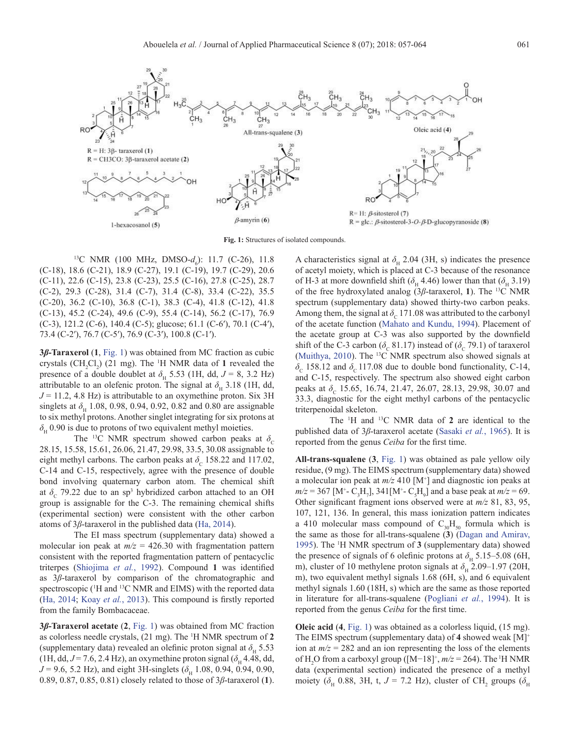Fig. 1: Structures of isolated compounds.

$^{13}$C NMR (100 MHz, DMSO-$d_6$): 11.7 (C-26), 11.8 (C-18), 18.6 (C-21), 18.9 (C-27), 19.1 (C-19), 19.7 (C-29), 20.6 (C-11), 22.6 (C-15), 23.8 (C-23), 25.5 (C-16), 27.8 (C-25), 28.7 (C-2), 29.3 (C-28), 31.4 (C-7), 31.4 (C-8), 33.4 (C-22), 35.5 (C-20), 36.2 (C-10), 36.8 (C-1), 38.3 (C-4), 41.8 (C-12), 41.8 (C-13), 45.2 (C-24), 49.6 (C-9), 55.4 (C-14), 56.2 (C-17), 76.9 (C-3), 121.2 (C-6), 140.4 (C-5); glucose; 61.1 (C-6′), 70.1 (C-4′), 73.4 (C-2′), 76.7 (C-5′), 76.9 (C-3′), 100.8 (C-1′).

**3β-Taraxerol** (**1**, Fig. 1) was obtained from MC fraction as cubic crystals ($CH_2Cl_2$) (21 mg). The $^1$H NMR data of **1** revealed the presence of a double doublet at $\delta_H$ 5.53 (1H, dd, $J$ = 8, 3.2 Hz) attributable to an olefenic proton. The signal at $\delta_H$ 3.18 (1H, dd, $J$ = 11.2, 4.8 Hz) is attributable to an oxymethine proton. Six 3H singlets at $\delta_H$ 1.08, 0.98, 0.94, 0.92, 0.82 and 0.80 are assignable to six methyl protons. Another singlet integrating for six protons at $\delta_H$ 0.90 is due to protons of two equivalent methyl moieties.

The $^{13}$C NMR spectrum showed carbon peaks at $\delta_C$ 28.15, 15.58, 15.61, 26.06, 21.47, 29.98, 33.5, 30.08 assignable to eight methyl carbons. The carbon peaks at $\delta_C$ 158.22 and 117.02, C-14 and C-15, respectively, agree with the presence of double bond involving quaternary carbon atom. The chemical shift at $\delta_C$ 79.22 due to an sp$^3$ hybridized carbon attached to an OH group is assignable for the C-3. The remaining chemical shifts (experimental section) were consistent with the other carbon atoms of 3β-taraxerol in the published data (Ha, 2014).

The EI mass spectrum (supplementary data) showed a molecular ion peak at $m/z$ = 426.30 with fragmentation pattern consistent with the reported fragmentation pattern of pentacyclic triterpes (Shiojima *et al.*, 1992). Compound **1** was identified as 3β-taraxerol by comparison of the chromatographic and spectroscopic ($^1$H and $^{13}$C NMR and EIMS) with the reported data (Ha, 2014; Koay *et al.*, 2013). This compound is firstly reported from the family Bombacaceae.

**3β-Taraxerol acetate** (**2**, Fig. 1) was obtained from MC fraction as colorless needle crystals, (21 mg). The $^1$H NMR spectrum of **2** (supplementary data) revealed an olefinic proton signal at $\delta_H$ 5.53 (1H, dd, $J$ = 7.6, 2.4 Hz), an oxymethine proton signal ($\delta_H$ 4.48, dd, $J$ = 9.6, 5.2 Hz), and eight 3H-singlets ($\delta_H$ 1.08, 0.94, 0.94, 0.90, 0.89, 0.87, 0.85, 0.81) closely related to those of 3β-taraxerol (**1**). A characteristics signal at $\delta_H$ 2.04 (3H, s) indicates the presence of acetyl moiety, which is placed at C-3 because of the resonance of H-3 at more downfield shift ($\delta_H$ 4.46) lower than that ($\delta_H$ 3.19) of the free hydroxylated analog (3β-taraxerol, **1**). The $^{13}$C NMR spectrum (supplementary data) showed thirty-two carbon peaks. Among them, the signal at $\delta_C$ 171.08 was attributed to the carbonyl of the acetate function (Mahato and Kundu, 1994). Placement of the acetate group at C-3 was also supported by the downfield shift of the C-3 carbon ($\delta_C$ 81.17) instead of ($\delta_C$ 79.1) of taraxerol (Muithya, 2010). The $^{13}$C NMR spectrum also showed signals at $\delta_C$ 158.12 and $\delta_C$ 117.08 due to double bond functionality, C-14, and C-15, respectively. The spectrum also showed eight carbon peaks at $\delta_C$ 15.65, 16.74, 21.47, 26.07, 28.13, 29.98, 30.07 and 33.3, diagnostic for the eight methyl carbons of the pentacyclic triterpenoidal skeleton.

The $^1$H and $^{13}$C NMR data of **2** are identical to the published data of 3β-taraxerol acetate (Sasaki *et al.*, 1965). It is reported from the genus *Ceiba* for the first time.

**All-trans-squalene** (**3**, Fig. 1) was obtained as pale yellow oily residue, (9 mg). The EIMS spectrum (supplementary data) showed a molecular ion peak at $m/z$ 410 [M$^+$] and diagnostic ion peaks at $m/z$ = 367 [M$^+$- $C_3H_7$], 341[M$^+$- $C_5H_9$] and a base peak at $m/z$ = 69. Other significant fragment ions observed were at $m/z$ 81, 83, 95, 107, 121, 136. In general, this mass ionization pattern indicates a 410 molecular mass compound of $C_{30}H_{50}$ formula which is the same as those for all-trans-squalene (**3**) (Dagan and Amirav, 1995). The $^1$H NMR spectrum of **3** (supplementary data) showed the presence of signals of 6 olefinic protons at $\delta_H$ 5.15–5.08 (6H, m), cluster of 10 methylene proton signals at $\delta_H$ 2.09–1.97 (20H, m), two equivalent methyl signals 1.68 (6H, s), and 6 equivalent methyl signals 1.60 (18H, s) which are the same as those reported in literature for all-trans-squalene (Pogliani *et al.*, 1994). It is reported from the genus *Ceiba* for the first time.

**Oleic acid** (**4**, Fig. 1) was obtained as a colorless liquid, (15 mg). The EIMS spectrum (supplementary data) of **4** showed weak [M]$^+$ ion at $m/z$ = 282 and an ion representing the loss of the elements of $H_2O$ from a carboxyl group ([M−18]$^+$, $m/z$ = 264). The $^1$H NMR data (experimental section) indicated the presence of a methyl moiety ($\delta_H$ 0.88, 3H, t, $J$ = 7.2 Hz), cluster of $CH_2$ groups ($\delta_H$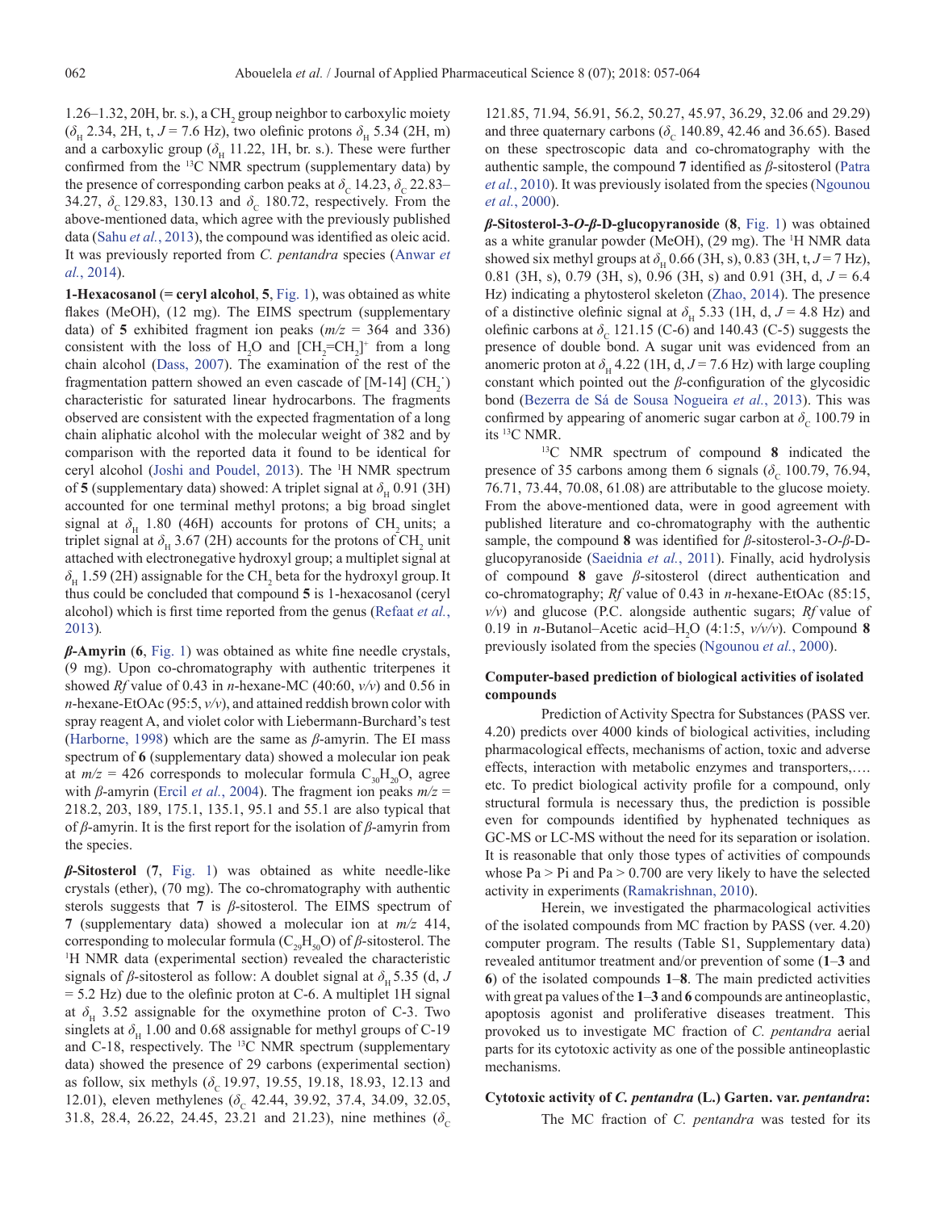1.26–1.32, 20H, br. s.), a $CH_2$ group neighbor to carboxylic moiety ($\delta_H$ 2.34, 2H, t, $J$ = 7.6 Hz), two olefinic protons $\delta_H$ 5.34 (2H, m) and a carboxylic group ($\delta_H$ 11.22, 1H, br. s.). These were further confirmed from the $^{13}C$ NMR spectrum (supplementary data) by the presence of corresponding carbon peaks at $\delta_C$ 14.23, $\delta_C$ 22.83–34.27, $\delta_C$ 129.83, 130.13 and $\delta_C$ 180.72, respectively. From the above-mentioned data, which agree with the previously published data (Sahu *et al.*, 2013), the compound was identified as oleic acid. It was previously reported from *C. pentandra* species (Anwar *et al.*, 2014).

**1-Hexacosanol (= ceryl alcohol, 5**, Fig. 1), was obtained as white flakes (MeOH), (12 mg). The EIMS spectrum (supplementary data) of **5** exhibited fragment ion peaks ($m/z$ = 364 and 336) consistent with the loss of $H_2O$ and $[CH_2{=}CH_2]^+$ from a long chain alcohol (Dass, 2007). The examination of the rest of the fragmentation pattern showed an even cascade of [M-14] ($CH_2^{\cdot}$) characteristic for saturated linear hydrocarbons. The fragments observed are consistent with the expected fragmentation of a long chain aliphatic alcohol with the molecular weight of 382 and by comparison with the reported data it found to be identical for ceryl alcohol (Joshi and Poudel, 2013). The $^1H$ NMR spectrum of **5** (supplementary data) showed: A triplet signal at $\delta_H$ 0.91 (3H) accounted for one terminal methyl protons; a big broad singlet signal at $\delta_H$ 1.80 (46H) accounts for protons of $CH_2$ units; a triplet signal at $\delta_H$ 3.67 (2H) accounts for the protons of $CH_2$ unit attached with electronegative hydroxyl group; a multiplet signal at $\delta_H$ 1.59 (2H) assignable for the $CH_2$ beta for the hydroxyl group. It thus could be concluded that compound **5** is 1-hexacosanol (ceryl alcohol) which is first time reported from the genus (Refaat *et al.*, 2013).

***β*-Amyrin** (**6**, Fig. 1) was obtained as white fine needle crystals, (9 mg). Upon co-chromatography with authentic triterpenes it showed *Rf* value of 0.43 in *n*-hexane-MC (40:60, *v/v*) and 0.56 in *n*-hexane-EtOAc (95:5, *v/v*), and attained reddish brown color with spray reagent A, and violet color with Liebermann-Burchard's test (Harborne, 1998) which are the same as *β*-amyrin. The EI mass spectrum of **6** (supplementary data) showed a molecular ion peak at $m/z$ = 426 corresponds to molecular formula $C_{30}H_{20}O$, agree with *β*-amyrin (Ercil *et al.*, 2004). The fragment ion peaks $m/z$ = 218.2, 203, 189, 175.1, 135.1, 95.1 and 55.1 are also typical that of *β*-amyrin. It is the first report for the isolation of *β*-amyrin from the species.

***β*-Sitosterol** (**7**, Fig. 1) was obtained as white needle-like crystals (ether), (70 mg). The co-chromatography with authentic sterols suggests that **7** is *β*-sitosterol. The EIMS spectrum of **7** (supplementary data) showed a molecular ion at $m/z$ 414, corresponding to molecular formula ($C_{29}H_{50}O$) of *β*-sitosterol. The $^1H$ NMR data (experimental section) revealed the characteristic signals of *β*-sitosterol as follow: A doublet signal at $\delta_H$ 5.35 (d, $J$ = 5.2 Hz) due to the olefinic proton at C-6. A multiplet 1H signal at $\delta_H$ 3.52 assignable for the oxymethine proton of C-3. Two singlets at $\delta_H$ 1.00 and 0.68 assignable for methyl groups of C-19 and C-18, respectively. The $^{13}C$ NMR spectrum (supplementary data) showed the presence of 29 carbons (experimental section) as follow, six methyls ($\delta_C$ 19.97, 19.55, 19.18, 18.93, 12.13 and 12.01), eleven methylenes ($\delta_C$ 42.44, 39.92, 37.4, 34.09, 32.05, 31.8, 28.4, 26.22, 24.45, 23.21 and 21.23), nine methines ($\delta_C$ 121.85, 71.94, 56.91, 56.2, 50.27, 45.97, 36.29, 32.06 and 29.29) and three quaternary carbons ($\delta_C$ 140.89, 42.46 and 36.65). Based on these spectroscopic data and co-chromatography with the authentic sample, the compound **7** identified as *β*-sitosterol (Patra *et al.*, 2010). It was previously isolated from the species (Ngounou *et al.*, 2000).

***β*-Sitosterol-3-*O*-*β*-D-glucopyranoside** (**8**, Fig. 1) was obtained as a white granular powder (MeOH), (29 mg). The $^1H$ NMR data showed six methyl groups at $\delta_H$ 0.66 (3H, s), 0.83 (3H, t, $J$ = 7 Hz), 0.81 (3H, s), 0.79 (3H, s), 0.96 (3H, s) and 0.91 (3H, d, $J$ = 6.4 Hz) indicating a phytosterol skeleton (Zhao, 2014). The presence of a distinctive olefinic signal at $\delta_H$ 5.33 (1H, d, $J$ = 4.8 Hz) and olefinic carbons at $\delta_C$ 121.15 (C-6) and 140.43 (C-5) suggests the presence of double bond. A sugar unit was evidenced from an anomeric proton at $\delta_H$ 4.22 (1H, d, $J$ = 7.6 Hz) with large coupling constant which pointed out the *β*-configuration of the glycosidic bond (Bezerra de Sá de Sousa Nogueira *et al.*, 2013). This was confirmed by appearing of anomeric sugar carbon at $\delta_C$ 100.79 in its $^{13}C$ NMR.

$^{13}C$ NMR spectrum of compound **8** indicated the presence of 35 carbons among them 6 signals ($\delta_C$ 100.79, 76.94, 76.71, 73.44, 70.08, 61.08) are attributable to the glucose moiety. From the above-mentioned data, were in good agreement with published literature and co-chromatography with the authentic sample, the compound **8** was identified for *β*-sitosterol-3-*O*-*β*-D-glucopyranoside (Saeidnia *et al.*, 2011). Finally, acid hydrolysis of compound **8** gave *β*-sitosterol (direct authentication and co-chromatography; *Rf* value of 0.43 in *n*-hexane-EtOAc (85:15, *v/v*) and glucose (P.C. alongside authentic sugars; *Rf* value of 0.19 in *n*-Butanol–Acetic acid–$H_2O$ (4:1:5, *v/v/v*). Compound **8** previously isolated from the species (Ngounou *et al.*, 2000).

### Computer-based prediction of biological activities of isolated compounds

Prediction of Activity Spectra for Substances (PASS ver. 4.20) predicts over 4000 kinds of biological activities, including pharmacological effects, mechanisms of action, toxic and adverse effects, interaction with metabolic enzymes and transporters,…. etc. To predict biological activity profile for a compound, only structural formula is necessary thus, the prediction is possible even for compounds identified by hyphenated techniques as GC-MS or LC-MS without the need for its separation or isolation. It is reasonable that only those types of activities of compounds whose Pa > Pi and Pa > 0.700 are very likely to have the selected activity in experiments (Ramakrishnan, 2010).

Herein, we investigated the pharmacological activities of the isolated compounds from MC fraction by PASS (ver. 4.20) computer program. The results (Table S1, Supplementary data) revealed antitumor treatment and/or prevention of some (**1**–**3** and **6**) of the isolated compounds **1**–**8**. The main predicted activities with great pa values of the **1**–**3** and **6** compounds are antineoplastic, apoptosis agonist and proliferative diseases treatment. This provoked us to investigate MC fraction of *C. pentandra* aerial parts for its cytotoxic activity as one of the possible antineoplastic mechanisms.

### Cytotoxic activity of *C. pentandra* (L.) Garten. var. *pentandra*:

The MC fraction of *C. pentandra* was tested for its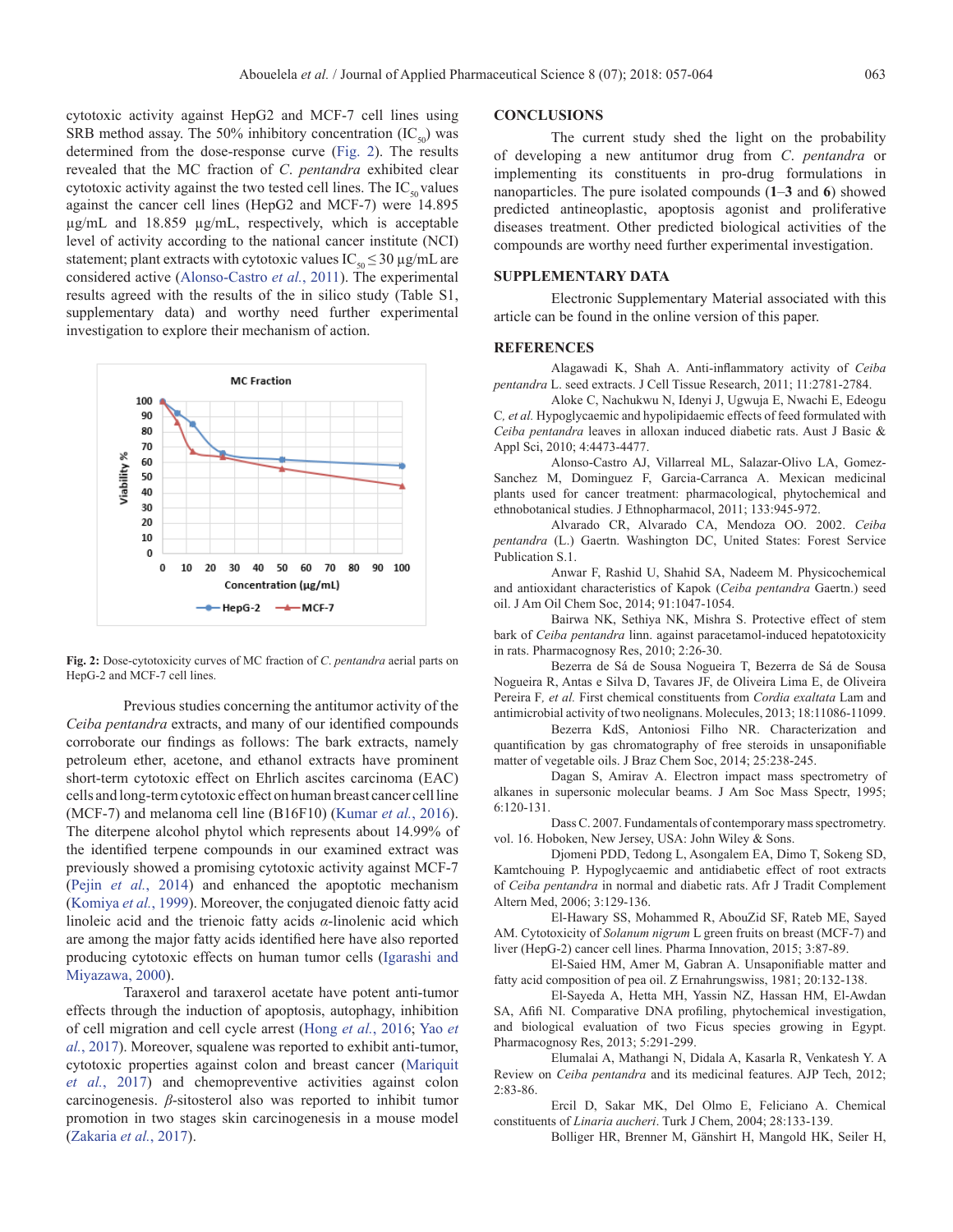cytotoxic activity against HepG2 and MCF-7 cell lines using SRB method assay. The 50% inhibitory concentration ($IC_{50}$) was determined from the dose-response curve (Fig. 2). The results revealed that the MC fraction of *C. pentandra* exhibited clear cytotoxic activity against the two tested cell lines. The $IC_{50}$ values against the cancer cell lines (HepG2 and MCF-7) were 14.895 µg/mL and 18.859 µg/mL, respectively, which is acceptable level of activity according to the national cancer institute (NCI) statement; plant extracts with cytotoxic values $IC_{50} \leq 30$ µg/mL are considered active (Alonso-Castro *et al.*, 2011). The experimental results agreed with the results of the in silico study (Table S1, supplementary data) and worthy need further experimental investigation to explore their mechanism of action.

**Fig. 2:** Dose-cytotoxicity curves of MC fraction of *C. pentandra* aerial parts on HepG-2 and MCF-7 cell lines.

Previous studies concerning the antitumor activity of the *Ceiba pentandra* extracts, and many of our identified compounds corroborate our findings as follows: The bark extracts, namely petroleum ether, acetone, and ethanol extracts have prominent short-term cytotoxic effect on Ehrlich ascites carcinoma (EAC) cells and long-term cytotoxic effect on human breast cancer cell line (MCF-7) and melanoma cell line (B16F10) (Kumar *et al.*, 2016). The diterpene alcohol phytol which represents about 14.99% of the identified terpene compounds in our examined extract was previously showed a promising cytotoxic activity against MCF-7 (Pejin *et al.*, 2014) and enhanced the apoptotic mechanism (Komiya *et al.*, 1999). Moreover, the conjugated dienoic fatty acid linoleic acid and the trienoic fatty acids $\alpha$-linolenic acid which are among the major fatty acids identified here have also reported producing cytotoxic effects on human tumor cells (Igarashi and Miyazawa, 2000).

Taraxerol and taraxerol acetate have potent anti-tumor effects through the induction of apoptosis, autophagy, inhibition of cell migration and cell cycle arrest (Hong *et al.*, 2016; Yao *et al.*, 2017). Moreover, squalene was reported to exhibit anti-tumor, cytotoxic properties against colon and breast cancer (Mariquit *et al.*, 2017) and chemopreventive activities against colon carcinogenesis. $\beta$-sitosterol also was reported to inhibit tumor promotion in two stages skin carcinogenesis in a mouse model (Zakaria *et al.*, 2017).

## CONCLUSIONS

The current study shed the light on the probability of developing a new antitumor drug from *C. pentandra* or implementing its constituents in pro-drug formulations in nanoparticles. The pure isolated compounds (**1**–**3** and **6**) showed predicted antineoplastic, apoptosis agonist and proliferative diseases treatment. Other predicted biological activities of the compounds are worthy need further experimental investigation.

## SUPPLEMENTARY DATA

Electronic Supplementary Material associated with this article can be found in the online version of this paper.

## REFERENCES

Alagawadi K, Shah A. Anti-inflammatory activity of *Ceiba pentandra* L. seed extracts. J Cell Tissue Research, 2011; 11:2781-2784.

Aloke C, Nachukwu N, Idenyi J, Ugwuja E, Nwachi E, Edeogu C*, et al.* Hypoglycaemic and hypolipidaemic effects of feed formulated with *Ceiba pentandra* leaves in alloxan induced diabetic rats. Aust J Basic & Appl Sci, 2010; 4:4473-4477.

Alonso-Castro AJ, Villarreal ML, Salazar-Olivo LA, Gomez-Sanchez M, Dominguez F, Garcia-Carranca A. Mexican medicinal plants used for cancer treatment: pharmacological, phytochemical and ethnobotanical studies. J Ethnopharmacol, 2011; 133:945-972.

Alvarado CR, Alvarado CA, Mendoza OO. 2002. *Ceiba pentandra* (L.) Gaertn. Washington DC, United States: Forest Service Publication S.1.

Anwar F, Rashid U, Shahid SA, Nadeem M. Physicochemical and antioxidant characteristics of Kapok (*Ceiba pentandra* Gaertn.) seed oil. J Am Oil Chem Soc, 2014; 91:1047-1054.

Bairwa NK, Sethiya NK, Mishra S. Protective effect of stem bark of *Ceiba pentandra* linn. against paracetamol-induced hepatotoxicity in rats. Pharmacognosy Res, 2010; 2:26-30.

Bezerra de Sá de Sousa Nogueira T, Bezerra de Sá de Sousa Nogueira R, Antas e Silva D, Tavares JF, de Oliveira Lima E, de Oliveira Pereira F*, et al.* First chemical constituents from *Cordia exaltata* Lam and antimicrobial activity of two neolignans. Molecules, 2013; 18:11086-11099.

Bezerra KdS, Antoniosi Filho NR. Characterization and quantification by gas chromatography of free steroids in unsaponifiable matter of vegetable oils. J Braz Chem Soc, 2014; 25:238-245.

Dagan S, Amirav A. Electron impact mass spectrometry of alkanes in supersonic molecular beams. J Am Soc Mass Spectr, 1995; 6:120-131.

Dass C. 2007. Fundamentals of contemporary mass spectrometry. vol. 16. Hoboken, New Jersey, USA: John Wiley & Sons.

Djomeni PDD, Tedong L, Asongalem EA, Dimo T, Sokeng SD, Kamtchouing P. Hypoglycaemic and antidiabetic effect of root extracts of *Ceiba pentandra* in normal and diabetic rats. Afr J Tradit Complement Altern Med, 2006; 3:129-136.

El-Hawary SS, Mohammed R, AbouZid SF, Rateb ME, Sayed AM. Cytotoxicity of *Solanum nigrum* L green fruits on breast (MCF-7) and liver (HepG-2) cancer cell lines. Pharma Innovation, 2015; 3:87-89.

El-Saied HM, Amer M, Gabran A. Unsaponifiable matter and fatty acid composition of pea oil. Z Ernahrungswiss, 1981; 20:132-138.

El-Sayeda A, Hetta MH, Yassin NZ, Hassan HM, El-Awdan SA, Afifi NI. Comparative DNA profiling, phytochemical investigation, and biological evaluation of two Ficus species growing in Egypt. Pharmacognosy Res, 2013; 5:291-299.

Elumalai A, Mathangi N, Didala A, Kasarla R, Venkatesh Y. A Review on *Ceiba pentandra* and its medicinal features. AJP Tech, 2012; 2:83-86.

Ercil D, Sakar MK, Del Olmo E, Feliciano A. Chemical constituents of *Linaria aucheri*. Turk J Chem, 2004; 28:133-139.

Bolliger HR, Brenner M, Gänshirt H, Mangold HK, Seiler H,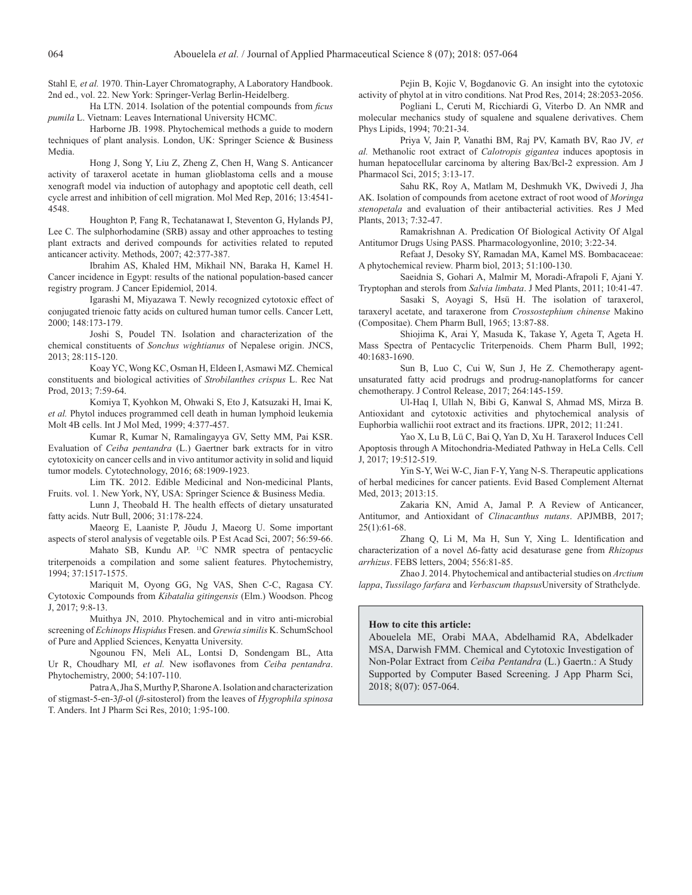Stahl E*, et al.* 1970. Thin-Layer Chromatography, A Laboratory Handbook. 2nd ed., vol. 22. New York: Springer-Verlag Berlin-Heidelberg.

Ha LTN. 2014. Isolation of the potential compounds from *ficus pumila* L. Vietnam: Leaves International University HCMC.

Harborne JB. 1998. Phytochemical methods a guide to modern techniques of plant analysis. London, UK: Springer Science & Business Media.

Hong J, Song Y, Liu Z, Zheng Z, Chen H, Wang S. Anticancer activity of taraxerol acetate in human glioblastoma cells and a mouse xenograft model via induction of autophagy and apoptotic cell death, cell cycle arrest and inhibition of cell migration. Mol Med Rep, 2016; 13:4541-4548.

Houghton P, Fang R, Techatanawat I, Steventon G, Hylands PJ, Lee C. The sulphorhodamine (SRB) assay and other approaches to testing plant extracts and derived compounds for activities related to reputed anticancer activity. Methods, 2007; 42:377-387.

Ibrahim AS, Khaled HM, Mikhail NN, Baraka H, Kamel H. Cancer incidence in Egypt: results of the national population-based cancer registry program. J Cancer Epidemiol, 2014.

Igarashi M, Miyazawa T. Newly recognized cytotoxic effect of conjugated trienoic fatty acids on cultured human tumor cells. Cancer Lett, 2000; 148:173-179.

Joshi S, Poudel TN. Isolation and characterization of the chemical constituents of *Sonchus wightianus* of Nepalese origin. JNCS, 2013; 28:115-120.

Koay YC, Wong KC, Osman H, Eldeen I, Asmawi MZ. Chemical constituents and biological activities of *Strobilanthes crispus* L. Rec Nat Prod, 2013; 7:59-64.

Komiya T, Kyohkon M, Ohwaki S, Eto J, Katsuzaki H, Imai K*, et al.* Phytol induces programmed cell death in human lymphoid leukemia Molt 4B cells. Int J Mol Med, 1999; 4:377-457.

Kumar R, Kumar N, Ramalingayya GV, Setty MM, Pai KSR. Evaluation of *Ceiba pentandra* (L.) Gaertner bark extracts for in vitro cytotoxicity on cancer cells and in vivo antitumor activity in solid and liquid tumor models. Cytotechnology, 2016; 68:1909-1923.

Lim TK. 2012. Edible Medicinal and Non-medicinal Plants, Fruits. vol. 1. New York, NY, USA: Springer Science & Business Media.

Lunn J, Theobald H. The health effects of dietary unsaturated fatty acids. Nutr Bull, 2006; 31:178-224.

Maeorg E, Laaniste P, Jõudu J, Maeorg U. Some important aspects of sterol analysis of vegetable oils. P Est Acad Sci, 2007; 56:59-66.

Mahato SB, Kundu AP. [13]C NMR spectra of pentacyclic triterpenoids a compilation and some salient features. Phytochemistry, 1994; 37:1517-1575.

Mariquit M, Oyong GG, Ng VAS, Shen C-C, Ragasa CY. Cytotoxic Compounds from *Kibatalia gitingensis* (Elm.) Woodson. Phcog J, 2017; 9:8-13.

Muithya JN, 2010. Phytochemical and in vitro anti-microbial screening of *Echinops Hispidus* Fresen. and *Grewia similis* K. SchumSchool of Pure and Applied Sciences, Kenyatta University.

Ngounou FN, Meli AL, Lontsi D, Sondengam BL, Atta Ur R, Choudhary MI*, et al.* New isoflavones from *Ceiba pentandra*. Phytochemistry, 2000; 54:107-110.

Patra A, Jha S, Murthy P, Sharone A. Isolation and characterization of stigmast-5-en-3*β*-ol (*β*-sitosterol) from the leaves of *Hygrophila spinosa* T. Anders. Int J Pharm Sci Res, 2010; 1:95-100.

Pejin B, Kojic V, Bogdanovic G. An insight into the cytotoxic activity of phytol at in vitro conditions. Nat Prod Res, 2014; 28:2053-2056.

Pogliani L, Ceruti M, Ricchiardi G, Viterbo D. An NMR and molecular mechanics study of squalene and squalene derivatives. Chem Phys Lipids, 1994; 70:21-34.

Priya V, Jain P, Vanathi BM, Raj PV, Kamath BV, Rao JV*, et al.* Methanolic root extract of *Calotropis gigantea* induces apoptosis in human hepatocellular carcinoma by altering Bax/Bcl-2 expression. Am J Pharmacol Sci, 2015; 3:13-17.

Sahu RK, Roy A, Matlam M, Deshmukh VK, Dwivedi J, Jha AK. Isolation of compounds from acetone extract of root wood of *Moringa stenopetala* and evaluation of their antibacterial activities. Res J Med Plants, 2013; 7:32-47.

Ramakrishnan A. Predication Of Biological Activity Of Algal Antitumor Drugs Using PASS. Pharmacologyonline, 2010; 3:22-34.

Refaat J, Desoky SY, Ramadan MA, Kamel MS. Bombacaceae: A phytochemical review. Pharm biol, 2013; 51:100-130.

Saeidnia S, Gohari A, Malmir M, Moradi-Afrapoli F, Ajani Y. Tryptophan and sterols from *Salvia limbata*. J Med Plants, 2011; 10:41-47.

Sasaki S, Aoyagi S, Hsü H. The isolation of taraxerol, taraxeryl acetate, and taraxerone from *Crossostephium chinense* Makino (Compositae). Chem Pharm Bull, 1965; 13:87-88.

Shiojima K, Arai Y, Masuda K, Takase Y, Ageta T, Ageta H. Mass Spectra of Pentacyclic Triterpenoids. Chem Pharm Bull, 1992; 40:1683-1690.

Sun B, Luo C, Cui W, Sun J, He Z. Chemotherapy agent-unsaturated fatty acid prodrugs and prodrug-nanoplatforms for cancer chemotherapy. J Control Release, 2017; 264:145-159.

Ul-Haq I, Ullah N, Bibi G, Kanwal S, Ahmad MS, Mirza B. Antioxidant and cytotoxic activities and phytochemical analysis of Euphorbia wallichii root extract and its fractions. IJPR, 2012; 11:241.

Yao X, Lu B, Lü C, Bai Q, Yan D, Xu H. Taraxerol Induces Cell Apoptosis through A Mitochondria-Mediated Pathway in HeLa Cells. Cell J, 2017; 19:512-519.

Yin S-Y, Wei W-C, Jian F-Y, Yang N-S. Therapeutic applications of herbal medicines for cancer patients. Evid Based Complement Alternat Med, 2013; 2013:15.

Zakaria KN, Amid A, Jamal P. A Review of Anticancer, Antitumor, and Antioxidant of *Clinacanthus nutans*. APJMBB, 2017; 25(1):61-68.

Zhang Q, Li M, Ma H, Sun Y, Xing L. Identification and characterization of a novel Δ6-fatty acid desaturase gene from *Rhizopus arrhizus*. FEBS letters, 2004; 556:81-85.

Zhao J. 2014. Phytochemical and antibacterial studies on *Arctium lappa*, *Tussilago farfara* and *Verbascum thapsus*University of Strathclyde.

**How to cite this article:**

Abouelela ME, Orabi MAA, Abdelhamid RA, Abdelkader MSA, Darwish FMM. Chemical and Cytotoxic Investigation of Non-Polar Extract from *Ceiba Pentandra* (L.) Gaertn.: A Study Supported by Computer Based Screening. J App Pharm Sci, 2018; 8(07): 057-064.